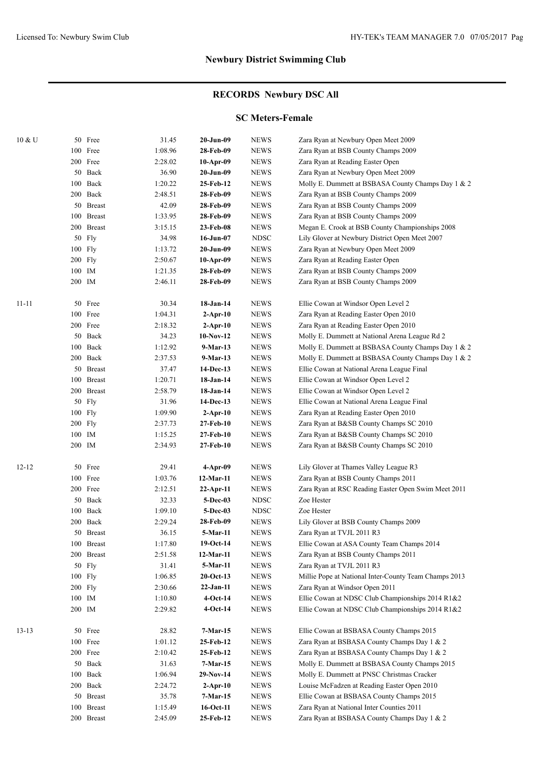## Newbury District Swimming Club

## RECORDS Newbury DSC All

### SC Meters-Female

| Age | Event | Time | Date | Team | Swimmer / Meet |
|---|---|---|---|---|---|
| 10 & U | 50 Free | 31.45 | **20-Jun-09** | NEWS | Zara Ryan at Newbury Open Meet 2009 |
| | 100 Free | 1:08.96 | **28-Feb-09** | NEWS | Zara Ryan at BSB County Champs 2009 |
| | 200 Free | 2:28.02 | **10-Apr-09** | NEWS | Zara Ryan at Reading Easter Open |
| | 50 Back | 36.90 | **20-Jun-09** | NEWS | Zara Ryan at Newbury Open Meet 2009 |
| | 100 Back | 1:20.22 | **25-Feb-12** | NEWS | Molly E. Dummett at BSBASA County Champs Day 1 & 2 |
| | 200 Back | 2:48.51 | **28-Feb-09** | NEWS | Zara Ryan at BSB County Champs 2009 |
| | 50 Breast | 42.09 | **28-Feb-09** | NEWS | Zara Ryan at BSB County Champs 2009 |
| | 100 Breast | 1:33.95 | **28-Feb-09** | NEWS | Zara Ryan at BSB County Champs 2009 |
| | 200 Breast | 3:15.15 | **23-Feb-08** | NEWS | Megan E. Crook at BSB County Championships 2008 |
| | 50 Fly | 34.98 | **16-Jun-07** | NDSC | Lily Glover at Newbury District Open Meet 2007 |
| | 100 Fly | 1:13.72 | **20-Jun-09** | NEWS | Zara Ryan at Newbury Open Meet 2009 |
| | 200 Fly | 2:50.67 | **10-Apr-09** | NEWS | Zara Ryan at Reading Easter Open |
| | 100 IM | 1:21.35 | **28-Feb-09** | NEWS | Zara Ryan at BSB County Champs 2009 |
| | 200 IM | 2:46.11 | **28-Feb-09** | NEWS | Zara Ryan at BSB County Champs 2009 |
| 11-11 | 50 Free | 30.34 | **18-Jan-14** | NEWS | Ellie Cowan at Windsor Open Level 2 |
| | 100 Free | 1:04.31 | **2-Apr-10** | NEWS | Zara Ryan at Reading Easter Open 2010 |
| | 200 Free | 2:18.32 | **2-Apr-10** | NEWS | Zara Ryan at Reading Easter Open 2010 |
| | 50 Back | 34.23 | **10-Nov-12** | NEWS | Molly E. Dummett at National Arena League Rd 2 |
| | 100 Back | 1:12.92 | **9-Mar-13** | NEWS | Molly E. Dummett at BSBASA County Champs Day 1 & 2 |
| | 200 Back | 2:37.53 | **9-Mar-13** | NEWS | Molly E. Dummett at BSBASA County Champs Day 1 & 2 |
| | 50 Breast | 37.47 | **14-Dec-13** | NEWS | Ellie Cowan at National Arena League Final |
| | 100 Breast | 1:20.71 | **18-Jan-14** | NEWS | Ellie Cowan at Windsor Open Level 2 |
| | 200 Breast | 2:58.79 | **18-Jan-14** | NEWS | Ellie Cowan at Windsor Open Level 2 |
| | 50 Fly | 31.96 | **14-Dec-13** | NEWS | Ellie Cowan at National Arena League Final |
| | 100 Fly | 1:09.90 | **2-Apr-10** | NEWS | Zara Ryan at Reading Easter Open 2010 |
| | 200 Fly | 2:37.73 | **27-Feb-10** | NEWS | Zara Ryan at B&SB County Champs SC 2010 |
| | 100 IM | 1:15.25 | **27-Feb-10** | NEWS | Zara Ryan at B&SB County Champs SC 2010 |
| | 200 IM | 2:34.93 | **27-Feb-10** | NEWS | Zara Ryan at B&SB County Champs SC 2010 |
| 12-12 | 50 Free | 29.41 | **4-Apr-09** | NEWS | Lily Glover at Thames Valley League R3 |
| | 100 Free | 1:03.76 | **12-Mar-11** | NEWS | Zara Ryan at BSB County Champs 2011 |
| | 200 Free | 2:12.51 | **22-Apr-11** | NEWS | Zara Ryan at RSC Reading Easter Open Swim Meet 2011 |
| | 50 Back | 32.33 | **5-Dec-03** | NDSC | Zoe Hester |
| | 100 Back | 1:09.10 | **5-Dec-03** | NDSC | Zoe Hester |
| | 200 Back | 2:29.24 | **28-Feb-09** | NEWS | Lily Glover at BSB County Champs 2009 |
| | 50 Breast | 36.15 | **5-Mar-11** | NEWS | Zara Ryan at TVJL 2011 R3 |
| | 100 Breast | 1:17.80 | **19-Oct-14** | NEWS | Ellie Cowan at ASA County Team Champs 2014 |
| | 200 Breast | 2:51.58 | **12-Mar-11** | NEWS | Zara Ryan at BSB County Champs 2011 |
| | 50 Fly | 31.41 | **5-Mar-11** | NEWS | Zara Ryan at TVJL 2011 R3 |
| | 100 Fly | 1:06.85 | **20-Oct-13** | NEWS | Millie Pope at National Inter-County Team Champs 2013 |
| | 200 Fly | 2:30.66 | **22-Jan-11** | NEWS | Zara Ryan at Windsor Open 2011 |
| | 100 IM | 1:10.80 | **4-Oct-14** | NEWS | Ellie Cowan at NDSC Club Championships 2014 R1&2 |
| | 200 IM | 2:29.82 | **4-Oct-14** | NEWS | Ellie Cowan at NDSC Club Championships 2014 R1&2 |
| 13-13 | 50 Free | 28.82 | **7-Mar-15** | NEWS | Ellie Cowan at BSBASA County Champs 2015 |
| | 100 Free | 1:01.12 | **25-Feb-12** | NEWS | Zara Ryan at BSBASA County Champs Day 1 & 2 |
| | 200 Free | 2:10.42 | **25-Feb-12** | NEWS | Zara Ryan at BSBASA County Champs Day 1 & 2 |
| | 50 Back | 31.63 | **7-Mar-15** | NEWS | Molly E. Dummett at BSBASA County Champs 2015 |
| | 100 Back | 1:06.94 | **29-Nov-14** | NEWS | Molly E. Dummett at PNSC Christmas Cracker |
| | 200 Back | 2:24.72 | **2-Apr-10** | NEWS | Louise McFadzen at Reading Easter Open 2010 |
| | 50 Breast | 35.78 | **7-Mar-15** | NEWS | Ellie Cowan at BSBASA County Champs 2015 |
| | 100 Breast | 1:15.49 | **16-Oct-11** | NEWS | Zara Ryan at National Inter Counties 2011 |
| | 200 Breast | 2:45.09 | **25-Feb-12** | NEWS | Zara Ryan at BSBASA County Champs Day 1 & 2 |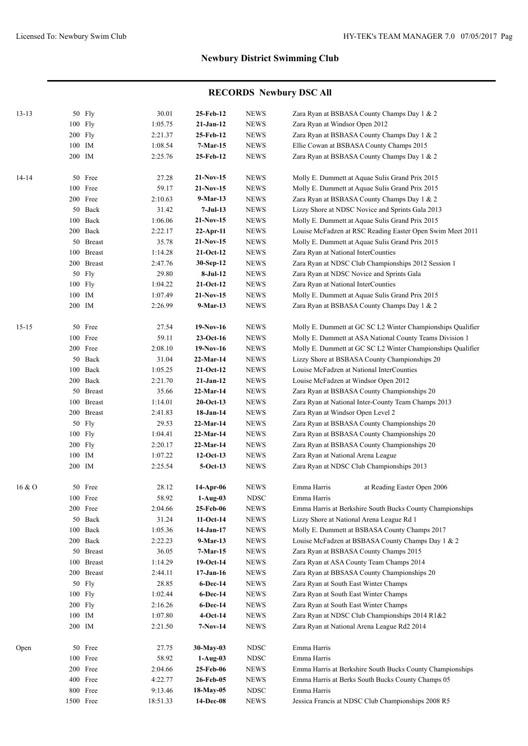## Newbury District Swimming Club

## RECORDS Newbury DSC All

| Age | Event | | Time | Date | Club | Details |
|---|---|---|---|---|---|---|
| 13-13 | 50 | Fly | 30.01 | **25-Feb-12** | NEWS | Zara Ryan at BSBASA County Champs Day 1 & 2 |
| | 100 | Fly | 1:05.75 | **21-Jan-12** | NEWS | Zara Ryan at Windsor Open 2012 |
| | 200 | Fly | 2:21.37 | **25-Feb-12** | NEWS | Zara Ryan at BSBASA County Champs Day 1 & 2 |
| | 100 | IM | 1:08.54 | **7-Mar-15** | NEWS | Ellie Cowan at BSBASA County Champs 2015 |
| | 200 | IM | 2:25.76 | **25-Feb-12** | NEWS | Zara Ryan at BSBASA County Champs Day 1 & 2 |
| 14-14 | 50 | Free | 27.28 | **21-Nov-15** | NEWS | Molly E. Dummett at Aquae Sulis Grand Prix 2015 |
| | 100 | Free | 59.17 | **21-Nov-15** | NEWS | Molly E. Dummett at Aquae Sulis Grand Prix 2015 |
| | 200 | Free | 2:10.63 | **9-Mar-13** | NEWS | Zara Ryan at BSBASA County Champs Day 1 & 2 |
| | 50 | Back | 31.42 | **7-Jul-13** | NEWS | Lizzy Shore at NDSC Novice and Sprints Gala 2013 |
| | 100 | Back | 1:06.06 | **21-Nov-15** | NEWS | Molly E. Dummett at Aquae Sulis Grand Prix 2015 |
| | 200 | Back | 2:22.17 | **22-Apr-11** | NEWS | Louise McFadzen at RSC Reading Easter Open Swim Meet 2011 |
| | 50 | Breast | 35.78 | **21-Nov-15** | NEWS | Molly E. Dummett at Aquae Sulis Grand Prix 2015 |
| | 100 | Breast | 1:14.28 | **21-Oct-12** | NEWS | Zara Ryan at National InterCounties |
| | 200 | Breast | 2:47.76 | **30-Sep-12** | NEWS | Zara Ryan at NDSC Club Championships 2012 Session 1 |
| | 50 | Fly | 29.80 | **8-Jul-12** | NEWS | Zara Ryan at NDSC Novice and Sprints Gala |
| | 100 | Fly | 1:04.22 | **21-Oct-12** | NEWS | Zara Ryan at National InterCounties |
| | 100 | IM | 1:07.49 | **21-Nov-15** | NEWS | Molly E. Dummett at Aquae Sulis Grand Prix 2015 |
| | 200 | IM | 2:26.99 | **9-Mar-13** | NEWS | Zara Ryan at BSBASA County Champs Day 1 & 2 |
| 15-15 | 50 | Free | 27.54 | **19-Nov-16** | NEWS | Molly E. Dummett at GC SC L2 Winter Championships Qualifier |
| | 100 | Free | 59.11 | **23-Oct-16** | NEWS | Molly E. Dummett at ASA National County Teams Division 1 |
| | 200 | Free | 2:08.10 | **19-Nov-16** | NEWS | Molly E. Dummett at GC SC L2 Winter Championships Qualifier |
| | 50 | Back | 31.04 | **22-Mar-14** | NEWS | Lizzy Shore at BSBASA County Championships 20 |
| | 100 | Back | 1:05.25 | **21-Oct-12** | NEWS | Louise McFadzen at National InterCounties |
| | 200 | Back | 2:21.70 | **21-Jan-12** | NEWS | Louise McFadzen at Windsor Open 2012 |
| | 50 | Breast | 35.66 | **22-Mar-14** | NEWS | Zara Ryan at BSBASA County Championships 20 |
| | 100 | Breast | 1:14.01 | **20-Oct-13** | NEWS | Zara Ryan at National Inter-County Team Champs 2013 |
| | 200 | Breast | 2:41.83 | **18-Jan-14** | NEWS | Zara Ryan at Windsor Open Level 2 |
| | 50 | Fly | 29.53 | **22-Mar-14** | NEWS | Zara Ryan at BSBASA County Championships 20 |
| | 100 | Fly | 1:04.41 | **22-Mar-14** | NEWS | Zara Ryan at BSBASA County Championships 20 |
| | 200 | Fly | 2:20.17 | **22-Mar-14** | NEWS | Zara Ryan at BSBASA County Championships 20 |
| | 100 | IM | 1:07.22 | **12-Oct-13** | NEWS | Zara Ryan at National Arena League |
| | 200 | IM | 2:25.54 | **5-Oct-13** | NEWS | Zara Ryan at NDSC Club Championships 2013 |
| 16 & O | 50 | Free | 28.12 | **14-Apr-06** | NEWS | Emma Harris at Reading Easter Open 2006 |
| | 100 | Free | 58.92 | **1-Aug-03** | NDSC | Emma Harris |
| | 200 | Free | 2:04.66 | **25-Feb-06** | NEWS | Emma Harris at Berkshire South Bucks County Championships |
| | 50 | Back | 31.24 | **11-Oct-14** | NEWS | Lizzy Shore at National Arena League Rd 1 |
| | 100 | Back | 1:05.36 | **14-Jan-17** | NEWS | Molly E. Dummett at BSBASA County Champs 2017 |
| | 200 | Back | 2:22.23 | **9-Mar-13** | NEWS | Louise McFadzen at BSBASA County Champs Day 1 & 2 |
| | 50 | Breast | 36.05 | **7-Mar-15** | NEWS | Zara Ryan at BSBASA County Champs 2015 |
| | 100 | Breast | 1:14.29 | **19-Oct-14** | NEWS | Zara Ryan at ASA County Team Champs 2014 |
| | 200 | Breast | 2:44.11 | **17-Jan-16** | NEWS | Zara Ryan at BBSASA County Championships 20 |
| | 50 | Fly | 28.85 | **6-Dec-14** | NEWS | Zara Ryan at South East Winter Champs |
| | 100 | Fly | 1:02.44 | **6-Dec-14** | NEWS | Zara Ryan at South East Winter Champs |
| | 200 | Fly | 2:16.26 | **6-Dec-14** | NEWS | Zara Ryan at South East Winter Champs |
| | 100 | IM | 1:07.80 | **4-Oct-14** | NEWS | Zara Ryan at NDSC Club Championships 2014 R1&2 |
| | 200 | IM | 2:21.50 | **7-Nov-14** | NEWS | Zara Ryan at National Arena League Rd2 2014 |
| Open | 50 | Free | 27.75 | **30-May-03** | NDSC | Emma Harris |
| | 100 | Free | 58.92 | **1-Aug-03** | NDSC | Emma Harris |
| | 200 | Free | 2:04.66 | **25-Feb-06** | NEWS | Emma Harris at Berkshire South Bucks County Championships |
| | 400 | Free | 4:22.77 | **26-Feb-05** | NEWS | Emma Harris at Berks South Bucks County Champs 05 |
| | 800 | Free | 9:13.46 | **18-May-05** | NDSC | Emma Harris |
| | 1500 | Free | 18:51.33 | **14-Dec-08** | NEWS | Jessica Francis at NDSC Club Championships 2008 R5 |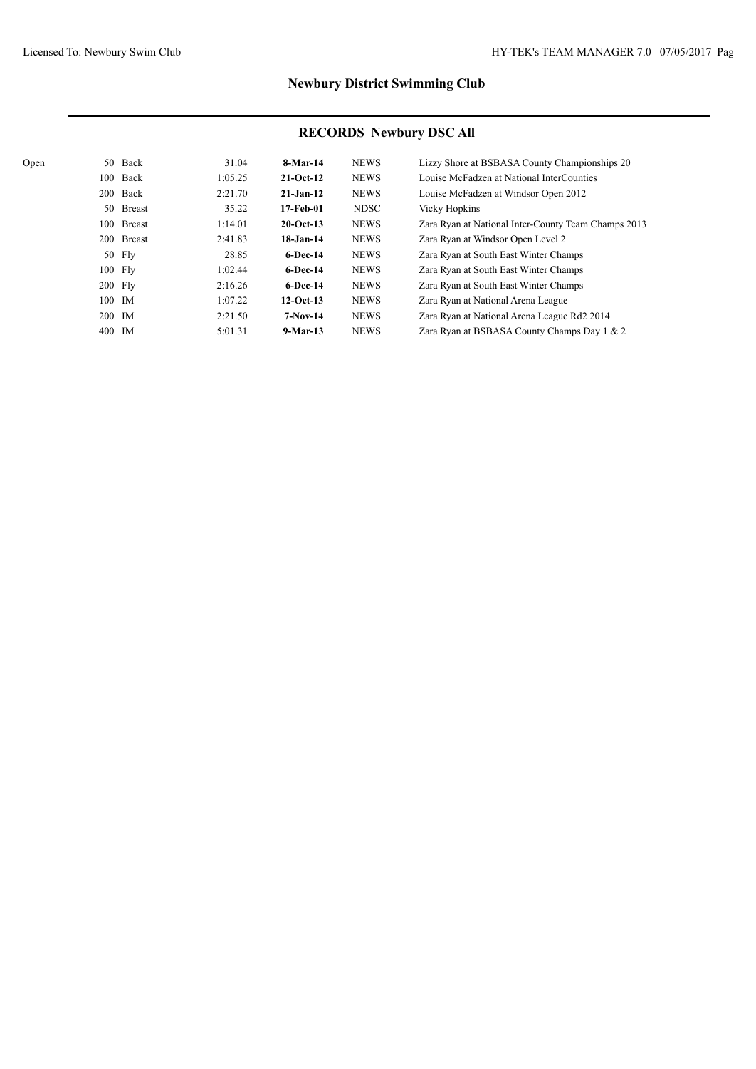# Newbury District Swimming Club

## RECORDS Newbury DSC All

| | Event | | Time | Date | | Details |
|---|---|---|---|---|---|---|
| Open | 50 | Back | 31.04 | **8-Mar-14** | NEWS | Lizzy Shore at BSBASA County Championships 20 |
| | 100 | Back | 1:05.25 | **21-Oct-12** | NEWS | Louise McFadzen at National InterCounties |
| | 200 | Back | 2:21.70 | **21-Jan-12** | NEWS | Louise McFadzen at Windsor Open 2012 |
| | 50 | Breast | 35.22 | **17-Feb-01** | NDSC | Vicky Hopkins |
| | 100 | Breast | 1:14.01 | **20-Oct-13** | NEWS | Zara Ryan at National Inter-County Team Champs 2013 |
| | 200 | Breast | 2:41.83 | **18-Jan-14** | NEWS | Zara Ryan at Windsor Open Level 2 |
| | 50 | Fly | 28.85 | **6-Dec-14** | NEWS | Zara Ryan at South East Winter Champs |
| | 100 | Fly | 1:02.44 | **6-Dec-14** | NEWS | Zara Ryan at South East Winter Champs |
| | 200 | Fly | 2:16.26 | **6-Dec-14** | NEWS | Zara Ryan at South East Winter Champs |
| | 100 | IM | 1:07.22 | **12-Oct-13** | NEWS | Zara Ryan at National Arena League |
| | 200 | IM | 2:21.50 | **7-Nov-14** | NEWS | Zara Ryan at National Arena League Rd2 2014 |
| | 400 | IM | 5:01.31 | **9-Mar-13** | NEWS | Zara Ryan at BSBASA County Champs Day 1 & 2 |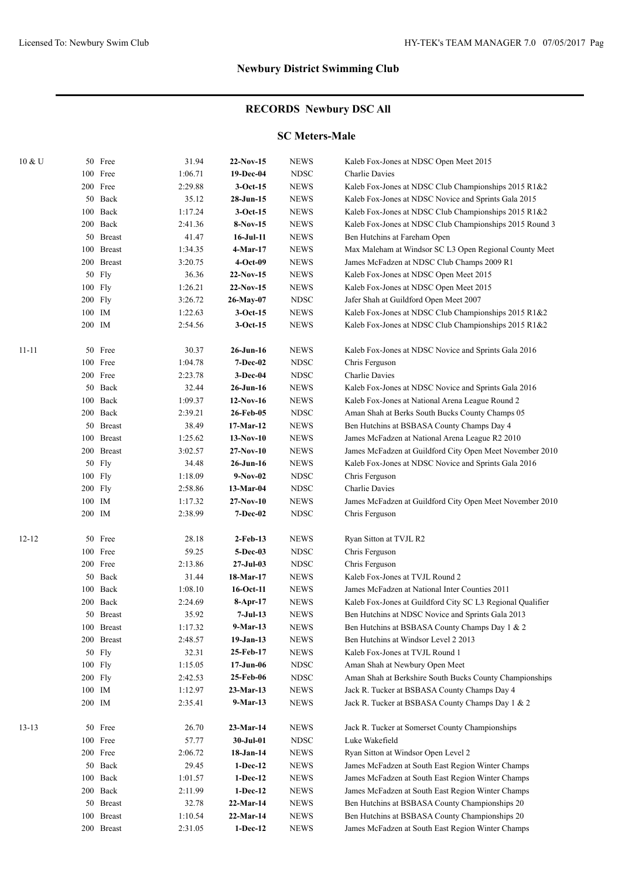## Newbury District Swimming Club

## RECORDS Newbury DSC All

### SC Meters-Male

| Age | Event | Time | Date | Source | Details |
|---|---|---|---|---|---|
| 10 & U | 50 Free | 31.94 | **22-Nov-15** | NEWS | Kaleb Fox-Jones at NDSC Open Meet 2015 |
| | 100 Free | 1:06.71 | **19-Dec-04** | NDSC | Charlie Davies |
| | 200 Free | 2:29.88 | **3-Oct-15** | NEWS | Kaleb Fox-Jones at NDSC Club Championships 2015 R1&2 |
| | 50 Back | 35.12 | **28-Jun-15** | NEWS | Kaleb Fox-Jones at NDSC Novice and Sprints Gala 2015 |
| | 100 Back | 1:17.24 | **3-Oct-15** | NEWS | Kaleb Fox-Jones at NDSC Club Championships 2015 R1&2 |
| | 200 Back | 2:41.36 | **8-Nov-15** | NEWS | Kaleb Fox-Jones at NDSC Club Championships 2015 Round 3 |
| | 50 Breast | 41.47 | **16-Jul-11** | NEWS | Ben Hutchins at Fareham Open |
| | 100 Breast | 1:34.35 | **4-Mar-17** | NEWS | Max Maleham at Windsor SC L3 Open Regional County Meet |
| | 200 Breast | 3:20.75 | **4-Oct-09** | NEWS | James McFadzen at NDSC Club Champs 2009 R1 |
| | 50 Fly | 36.36 | **22-Nov-15** | NEWS | Kaleb Fox-Jones at NDSC Open Meet 2015 |
| | 100 Fly | 1:26.21 | **22-Nov-15** | NEWS | Kaleb Fox-Jones at NDSC Open Meet 2015 |
| | 200 Fly | 3:26.72 | **26-May-07** | NDSC | Jafer Shah at Guildford Open Meet 2007 |
| | 100 IM | 1:22.63 | **3-Oct-15** | NEWS | Kaleb Fox-Jones at NDSC Club Championships 2015 R1&2 |
| | 200 IM | 2:54.56 | **3-Oct-15** | NEWS | Kaleb Fox-Jones at NDSC Club Championships 2015 R1&2 |
| 11-11 | 50 Free | 30.37 | **26-Jun-16** | NEWS | Kaleb Fox-Jones at NDSC Novice and Sprints Gala 2016 |
| | 100 Free | 1:04.78 | **7-Dec-02** | NDSC | Chris Ferguson |
| | 200 Free | 2:23.78 | **3-Dec-04** | NDSC | Charlie Davies |
| | 50 Back | 32.44 | **26-Jun-16** | NEWS | Kaleb Fox-Jones at NDSC Novice and Sprints Gala 2016 |
| | 100 Back | 1:09.37 | **12-Nov-16** | NEWS | Kaleb Fox-Jones at National Arena League Round 2 |
| | 200 Back | 2:39.21 | **26-Feb-05** | NDSC | Aman Shah at Berks South Bucks County Champs 05 |
| | 50 Breast | 38.49 | **17-Mar-12** | NEWS | Ben Hutchins at BSBASA County Champs Day 4 |
| | 100 Breast | 1:25.62 | **13-Nov-10** | NEWS | James McFadzen at National Arena League R2 2010 |
| | 200 Breast | 3:02.57 | **27-Nov-10** | NEWS | James McFadzen at Guildford City Open Meet November 2010 |
| | 50 Fly | 34.48 | **26-Jun-16** | NEWS | Kaleb Fox-Jones at NDSC Novice and Sprints Gala 2016 |
| | 100 Fly | 1:18.09 | **9-Nov-02** | NDSC | Chris Ferguson |
| | 200 Fly | 2:58.86 | **13-Mar-04** | NDSC | Charlie Davies |
| | 100 IM | 1:17.32 | **27-Nov-10** | NEWS | James McFadzen at Guildford City Open Meet November 2010 |
| | 200 IM | 2:38.99 | **7-Dec-02** | NDSC | Chris Ferguson |
| 12-12 | 50 Free | 28.18 | **2-Feb-13** | NEWS | Ryan Sitton at TVJL R2 |
| | 100 Free | 59.25 | **5-Dec-03** | NDSC | Chris Ferguson |
| | 200 Free | 2:13.86 | **27-Jul-03** | NDSC | Chris Ferguson |
| | 50 Back | 31.44 | **18-Mar-17** | NEWS | Kaleb Fox-Jones at TVJL Round 2 |
| | 100 Back | 1:08.10 | **16-Oct-11** | NEWS | James McFadzen at National Inter Counties 2011 |
| | 200 Back | 2:24.69 | **8-Apr-17** | NEWS | Kaleb Fox-Jones at Guildford City SC L3 Regional Qualifier |
| | 50 Breast | 35.92 | **7-Jul-13** | NEWS | Ben Hutchins at NDSC Novice and Sprints Gala 2013 |
| | 100 Breast | 1:17.32 | **9-Mar-13** | NEWS | Ben Hutchins at BSBASA County Champs Day 1 & 2 |
| | 200 Breast | 2:48.57 | **19-Jan-13** | NEWS | Ben Hutchins at Windsor Level 2 2013 |
| | 50 Fly | 32.31 | **25-Feb-17** | NEWS | Kaleb Fox-Jones at TVJL Round 1 |
| | 100 Fly | 1:15.05 | **17-Jun-06** | NDSC | Aman Shah at Newbury Open Meet |
| | 200 Fly | 2:42.53 | **25-Feb-06** | NDSC | Aman Shah at Berkshire South Bucks County Championships |
| | 100 IM | 1:12.97 | **23-Mar-13** | NEWS | Jack R. Tucker at BSBASA County Champs Day 4 |
| | 200 IM | 2:35.41 | **9-Mar-13** | NEWS | Jack R. Tucker at BSBASA County Champs Day 1 & 2 |
| 13-13 | 50 Free | 26.70 | **23-Mar-14** | NEWS | Jack R. Tucker at Somerset County Championships |
| | 100 Free | 57.77 | **30-Jul-01** | NDSC | Luke Wakefield |
| | 200 Free | 2:06.72 | **18-Jan-14** | NEWS | Ryan Sitton at Windsor Open Level 2 |
| | 50 Back | 29.45 | **1-Dec-12** | NEWS | James McFadzen at South East Region Winter Champs |
| | 100 Back | 1:01.57 | **1-Dec-12** | NEWS | James McFadzen at South East Region Winter Champs |
| | 200 Back | 2:11.99 | **1-Dec-12** | NEWS | James McFadzen at South East Region Winter Champs |
| | 50 Breast | 32.78 | **22-Mar-14** | NEWS | Ben Hutchins at BSBASA County Championships 20 |
| | 100 Breast | 1:10.54 | **22-Mar-14** | NEWS | Ben Hutchins at BSBASA County Championships 20 |
| | 200 Breast | 2:31.05 | **1-Dec-12** | NEWS | James McFadzen at South East Region Winter Champs |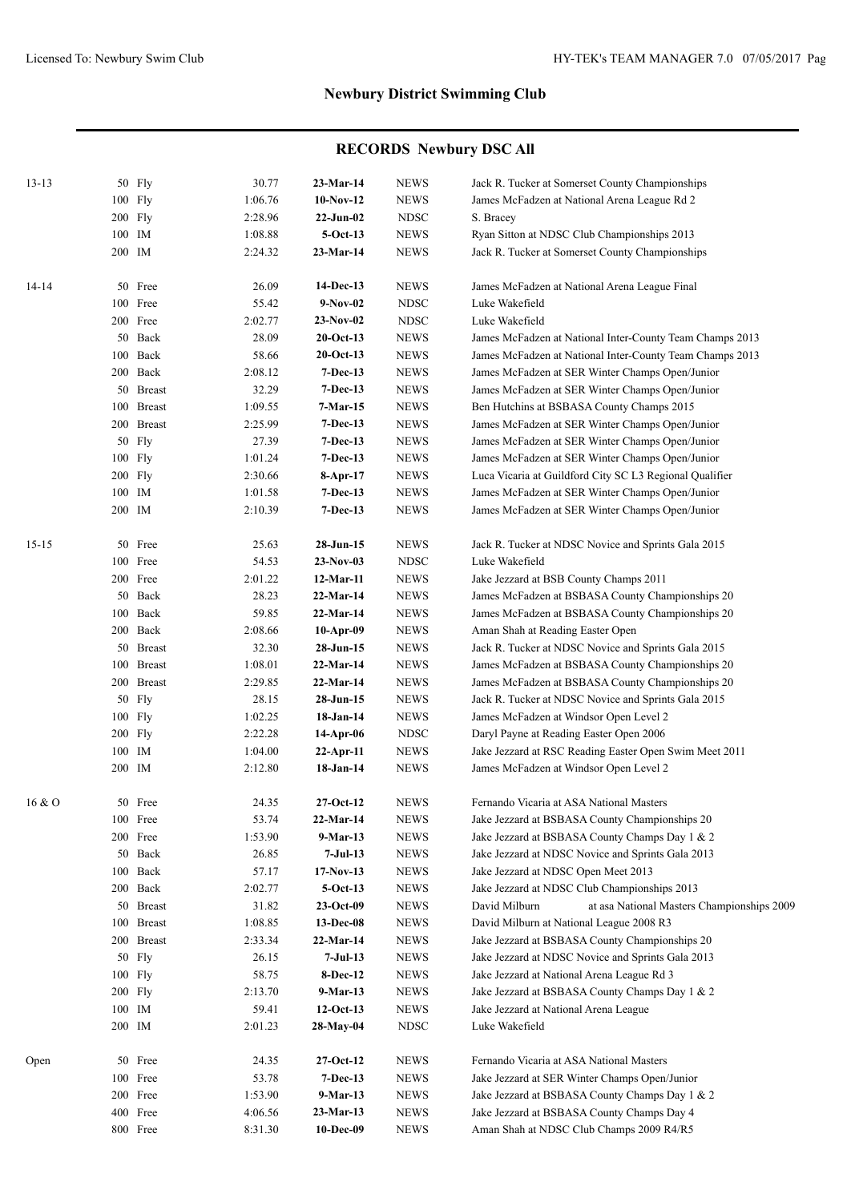## Newbury District Swimming Club

## RECORDS Newbury DSC All

| Age | Event | Time | Date | Type | Details |
|---|---|---|---|---|---|
| 13-13 | 50 Fly | 30.77 | **23-Mar-14** | NEWS | Jack R. Tucker at Somerset County Championships |
| | 100 Fly | 1:06.76 | **10-Nov-12** | NEWS | James McFadzen at National Arena League Rd 2 |
| | 200 Fly | 2:28.96 | **22-Jun-02** | NDSC | S. Bracey |
| | 100 IM | 1:08.88 | **5-Oct-13** | NEWS | Ryan Sitton at NDSC Club Championships 2013 |
| | 200 IM | 2:24.32 | **23-Mar-14** | NEWS | Jack R. Tucker at Somerset County Championships |
| 14-14 | 50 Free | 26.09 | **14-Dec-13** | NEWS | James McFadzen at National Arena League Final |
| | 100 Free | 55.42 | **9-Nov-02** | NDSC | Luke Wakefield |
| | 200 Free | 2:02.77 | **23-Nov-02** | NDSC | Luke Wakefield |
| | 50 Back | 28.09 | **20-Oct-13** | NEWS | James McFadzen at National Inter-County Team Champs 2013 |
| | 100 Back | 58.66 | **20-Oct-13** | NEWS | James McFadzen at National Inter-County Team Champs 2013 |
| | 200 Back | 2:08.12 | **7-Dec-13** | NEWS | James McFadzen at SER Winter Champs Open/Junior |
| | 50 Breast | 32.29 | **7-Dec-13** | NEWS | James McFadzen at SER Winter Champs Open/Junior |
| | 100 Breast | 1:09.55 | **7-Mar-15** | NEWS | Ben Hutchins at BSBASA County Champs 2015 |
| | 200 Breast | 2:25.99 | **7-Dec-13** | NEWS | James McFadzen at SER Winter Champs Open/Junior |
| | 50 Fly | 27.39 | **7-Dec-13** | NEWS | James McFadzen at SER Winter Champs Open/Junior |
| | 100 Fly | 1:01.24 | **7-Dec-13** | NEWS | James McFadzen at SER Winter Champs Open/Junior |
| | 200 Fly | 2:30.66 | **8-Apr-17** | NEWS | Luca Vicaria at Guildford City SC L3 Regional Qualifier |
| | 100 IM | 1:01.58 | **7-Dec-13** | NEWS | James McFadzen at SER Winter Champs Open/Junior |
| | 200 IM | 2:10.39 | **7-Dec-13** | NEWS | James McFadzen at SER Winter Champs Open/Junior |
| 15-15 | 50 Free | 25.63 | **28-Jun-15** | NEWS | Jack R. Tucker at NDSC Novice and Sprints Gala 2015 |
| | 100 Free | 54.53 | **23-Nov-03** | NDSC | Luke Wakefield |
| | 200 Free | 2:01.22 | **12-Mar-11** | NEWS | Jake Jezzard at BSB County Champs 2011 |
| | 50 Back | 28.23 | **22-Mar-14** | NEWS | James McFadzen at BSBASA County Championships 20 |
| | 100 Back | 59.85 | **22-Mar-14** | NEWS | James McFadzen at BSBASA County Championships 20 |
| | 200 Back | 2:08.66 | **10-Apr-09** | NEWS | Aman Shah at Reading Easter Open |
| | 50 Breast | 32.30 | **28-Jun-15** | NEWS | Jack R. Tucker at NDSC Novice and Sprints Gala 2015 |
| | 100 Breast | 1:08.01 | **22-Mar-14** | NEWS | James McFadzen at BSBASA County Championships 20 |
| | 200 Breast | 2:29.85 | **22-Mar-14** | NEWS | James McFadzen at BSBASA County Championships 20 |
| | 50 Fly | 28.15 | **28-Jun-15** | NEWS | Jack R. Tucker at NDSC Novice and Sprints Gala 2015 |
| | 100 Fly | 1:02.25 | **18-Jan-14** | NEWS | James McFadzen at Windsor Open Level 2 |
| | 200 Fly | 2:22.28 | **14-Apr-06** | NDSC | Daryl Payne at Reading Easter Open 2006 |
| | 100 IM | 1:04.00 | **22-Apr-11** | NEWS | Jake Jezzard at RSC Reading Easter Open Swim Meet 2011 |
| | 200 IM | 2:12.80 | **18-Jan-14** | NEWS | James McFadzen at Windsor Open Level 2 |
| 16 & O | 50 Free | 24.35 | **27-Oct-12** | NEWS | Fernando Vicaria at ASA National Masters |
| | 100 Free | 53.74 | **22-Mar-14** | NEWS | Jake Jezzard at BSBASA County Championships 20 |
| | 200 Free | 1:53.90 | **9-Mar-13** | NEWS | Jake Jezzard at BSBASA County Champs Day 1 & 2 |
| | 50 Back | 26.85 | **7-Jul-13** | NEWS | Jake Jezzard at NDSC Novice and Sprints Gala 2013 |
| | 100 Back | 57.17 | **17-Nov-13** | NEWS | Jake Jezzard at NDSC Open Meet 2013 |
| | 200 Back | 2:02.77 | **5-Oct-13** | NEWS | Jake Jezzard at NDSC Club Championships 2013 |
| | 50 Breast | 31.82 | **23-Oct-09** | NEWS | David Milburn at asa National Masters Championships 2009 |
| | 100 Breast | 1:08.85 | **13-Dec-08** | NEWS | David Milburn at National League 2008 R3 |
| | 200 Breast | 2:33.34 | **22-Mar-14** | NEWS | Jake Jezzard at BSBASA County Championships 20 |
| | 50 Fly | 26.15 | **7-Jul-13** | NEWS | Jake Jezzard at NDSC Novice and Sprints Gala 2013 |
| | 100 Fly | 58.75 | **8-Dec-12** | NEWS | Jake Jezzard at National Arena League Rd 3 |
| | 200 Fly | 2:13.70 | **9-Mar-13** | NEWS | Jake Jezzard at BSBASA County Champs Day 1 & 2 |
| | 100 IM | 59.41 | **12-Oct-13** | NEWS | Jake Jezzard at National Arena League |
| | 200 IM | 2:01.23 | **28-May-04** | NDSC | Luke Wakefield |
| Open | 50 Free | 24.35 | **27-Oct-12** | NEWS | Fernando Vicaria at ASA National Masters |
| | 100 Free | 53.78 | **7-Dec-13** | NEWS | Jake Jezzard at SER Winter Champs Open/Junior |
| | 200 Free | 1:53.90 | **9-Mar-13** | NEWS | Jake Jezzard at BSBASA County Champs Day 1 & 2 |
| | 400 Free | 4:06.56 | **23-Mar-13** | NEWS | Jake Jezzard at BSBASA County Champs Day 4 |
| | 800 Free | 8:31.30 | **10-Dec-09** | NEWS | Aman Shah at NDSC Club Champs 2009 R4/R5 |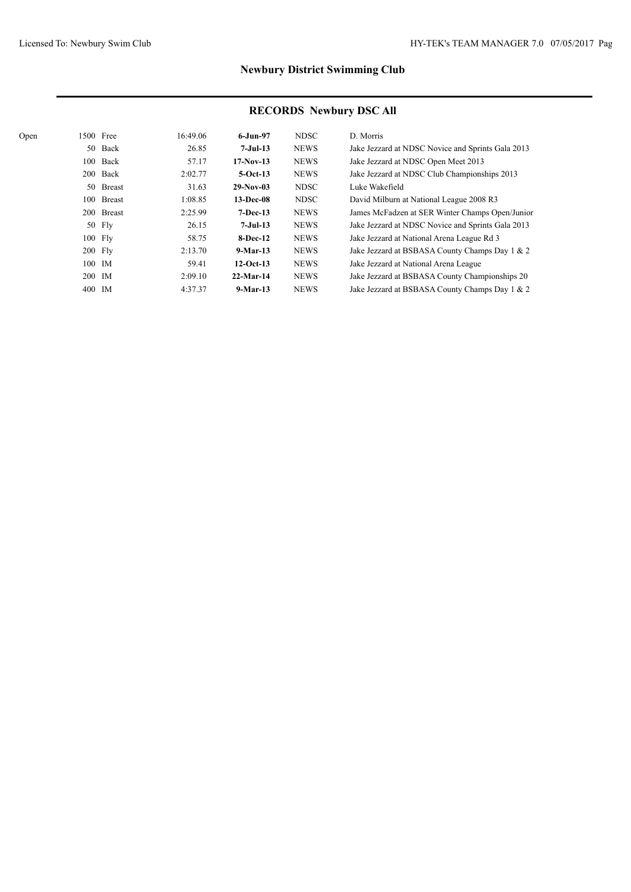## Newbury District Swimming Club

## RECORDS Newbury DSC All

| | | | | | | |
|---|---|---|---|---|---|---|
| Open | 1500 Free | 16:49.06 | **6-Jun-97** | NDSC | D. Morris |
| | 50 Back | 26.85 | **7-Jul-13** | NEWS | Jake Jezzard at NDSC Novice and Sprints Gala 2013 |
| | 100 Back | 57.17 | **17-Nov-13** | NEWS | Jake Jezzard at NDSC Open Meet 2013 |
| | 200 Back | 2:02.77 | **5-Oct-13** | NEWS | Jake Jezzard at NDSC Club Championships 2013 |
| | 50 Breast | 31.63 | **29-Nov-03** | NDSC | Luke Wakefield |
| | 100 Breast | 1:08.85 | **13-Dec-08** | NDSC | David Milburn at National League 2008 R3 |
| | 200 Breast | 2:25.99 | **7-Dec-13** | NEWS | James McFadzen at SER Winter Champs Open/Junior |
| | 50 Fly | 26.15 | **7-Jul-13** | NEWS | Jake Jezzard at NDSC Novice and Sprints Gala 2013 |
| | 100 Fly | 58.75 | **8-Dec-12** | NEWS | Jake Jezzard at National Arena League Rd 3 |
| | 200 Fly | 2:13.70 | **9-Mar-13** | NEWS | Jake Jezzard at BSBASA County Champs Day 1 & 2 |
| | 100 IM | 59.41 | **12-Oct-13** | NEWS | Jake Jezzard at National Arena League |
| | 200 IM | 2:09.10 | **22-Mar-14** | NEWS | Jake Jezzard at BSBASA County Championships 20 |
| | 400 IM | 4:37.37 | **9-Mar-13** | NEWS | Jake Jezzard at BSBASA County Champs Day 1 & 2 |